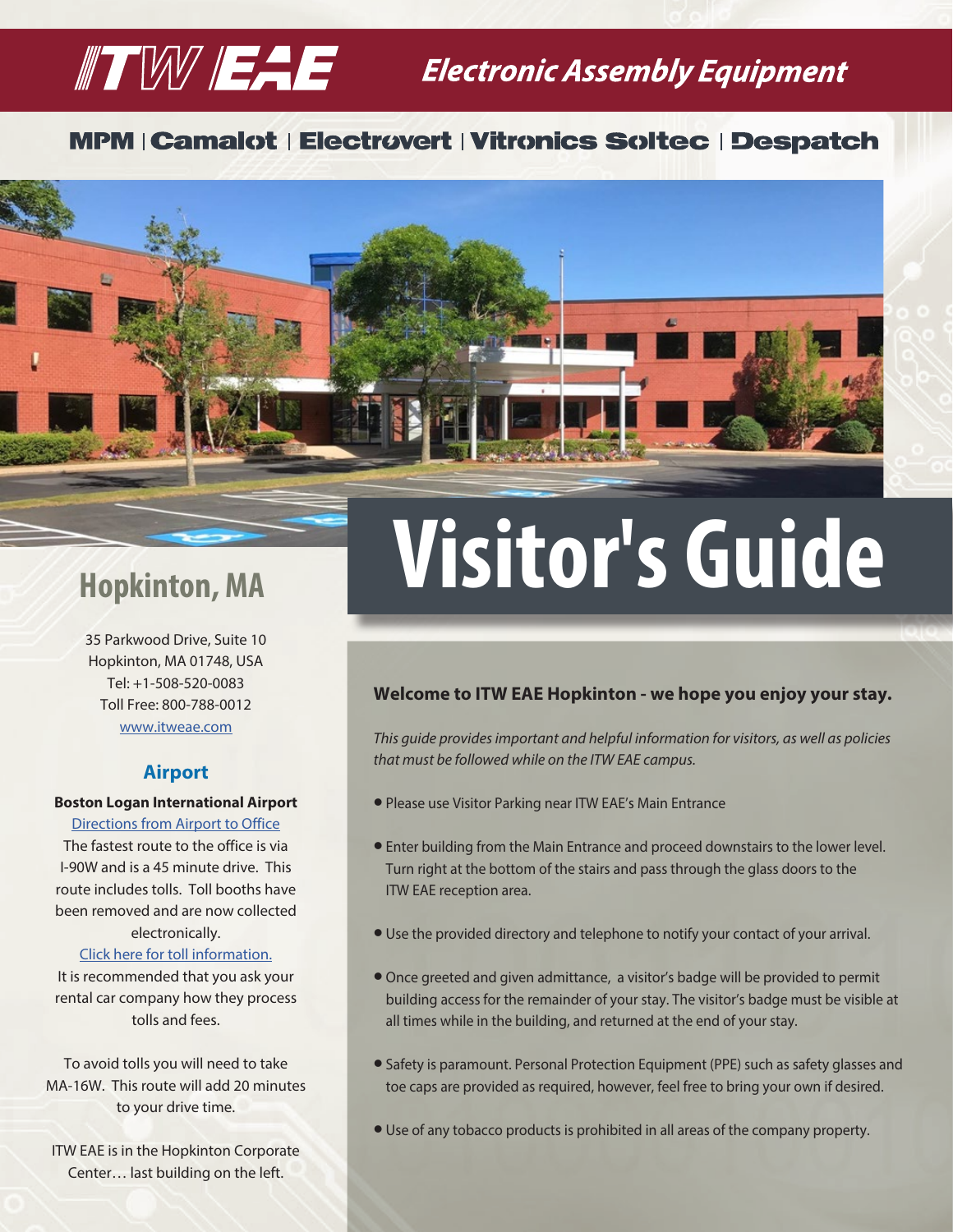# ITW EAE Electronic Assembly Equipment

MPM | Camalot | Electrovert | Vitronics Soltec | Despatch

# Visitor's Guide

## Hopkinton, MA

35 Parkwood Drive, Suite 10
Hopkinton, MA 01748, USA
Tel: +1-508-520-0083
Toll Free: 800-788-0012
[www.itweae.com](www.itweae.com)

### Airport

**Boston Logan International Airport**

Directions from Airport to Office

The fastest route to the office is via I-90W and is a 45 minute drive. This route includes tolls. Toll booths have been removed and are now collected electronically.

Click here for toll information.

It is recommended that you ask your rental car company how they process tolls and fees.

To avoid tolls you will need to take MA-16W. This route will add 20 minutes to your drive time.

ITW EAE is in the Hopkinton Corporate Center… last building on the left.

**Welcome to ITW EAE Hopkinton - we hope you enjoy your stay.**

*This guide provides important and helpful information for visitors, as well as policies that must be followed while on the ITW EAE campus.*

- Please use Visitor Parking near ITW EAE's Main Entrance
- Enter building from the Main Entrance and proceed downstairs to the lower level. Turn right at the bottom of the stairs and pass through the glass doors to the ITW EAE reception area.
- Use the provided directory and telephone to notify your contact of your arrival.
- Once greeted and given admittance, a visitor's badge will be provided to permit building access for the remainder of your stay. The visitor's badge must be visible at all times while in the building, and returned at the end of your stay.
- Safety is paramount. Personal Protection Equipment (PPE) such as safety glasses and toe caps are provided as required, however, feel free to bring your own if desired.
- Use of any tobacco products is prohibited in all areas of the company property.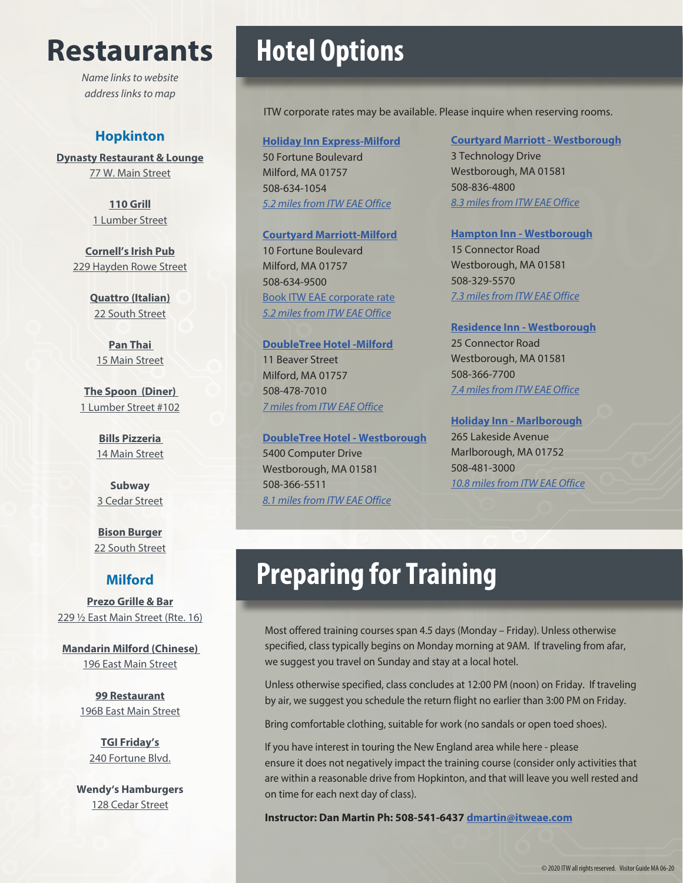# Restaurants

*Name links to website*
*address links to map*

## Hopkinton

**Dynasty Restaurant & Lounge**
77 W. Main Street

**110 Grill**
1 Lumber Street

**Cornell's Irish Pub**
229 Hayden Rowe Street

**Quattro (Italian)**
22 South Street

**Pan Thai**
15 Main Street

**The Spoon (Diner)**
1 Lumber Street #102

**Bills Pizzeria**
14 Main Street

**Subway**
3 Cedar Street

**Bison Burger**
22 South Street

## Milford

**Prezo Grille & Bar**
229 ½ East Main Street (Rte. 16)

**Mandarin Milford (Chinese)**
196 East Main Street

**99 Restaurant**
196B East Main Street

**TGI Friday's**
240 Fortune Blvd.

**Wendy's Hamburgers**
128 Cedar Street

# Hotel Options

ITW corporate rates may be available. Please inquire when reserving rooms.

**Holiday Inn Express-Milford**
50 Fortune Boulevard
Milford, MA 01757
508-634-1054
*5.2 miles from ITW EAE Office*

**Courtyard Marriott-Milford**
10 Fortune Boulevard
Milford, MA 01757
508-634-9500
Book ITW EAE corporate rate
*5.2 miles from ITW EAE Office*

**DoubleTree Hotel -Milford**
11 Beaver Street
Milford, MA 01757
508-478-7010
*7 miles from ITW EAE Office*

**DoubleTree Hotel - Westborough**
5400 Computer Drive
Westborough, MA 01581
508-366-5511
*8.1 miles from ITW EAE Office*

**Courtyard Marriott - Westborough**
3 Technology Drive
Westborough, MA 01581
508-836-4800
*8.3 miles from ITW EAE Office*

**Hampton Inn - Westborough**
15 Connector Road
Westborough, MA 01581
508-329-5570
*7.3 miles from ITW EAE Office*

**Residence Inn - Westborough**
25 Connector Road
Westborough, MA 01581
508-366-7700
*7.4 miles from ITW EAE Office*

**Holiday Inn - Marlborough**
265 Lakeside Avenue
Marlborough, MA 01752
508-481-3000
*10.8 miles from ITW EAE Office*

# Preparing for Training

Most offered training courses span 4.5 days (Monday – Friday). Unless otherwise specified, class typically begins on Monday morning at 9AM. If traveling from afar, we suggest you travel on Sunday and stay at a local hotel.

Unless otherwise specified, class concludes at 12:00 PM (noon) on Friday. If traveling by air, we suggest you schedule the return flight no earlier than 3:00 PM on Friday.

Bring comfortable clothing, suitable for work (no sandals or open toed shoes).

If you have interest in touring the New England area while here - please ensure it does not negatively impact the training course (consider only activities that are within a reasonable drive from Hopkinton, and that will leave you well rested and on time for each next day of class).

**Instructor: Dan Martin Ph: 508-541-6437 dmartin@itweae.com**

© 2020 ITW all rights reserved. Visitor Guide MA 06-20